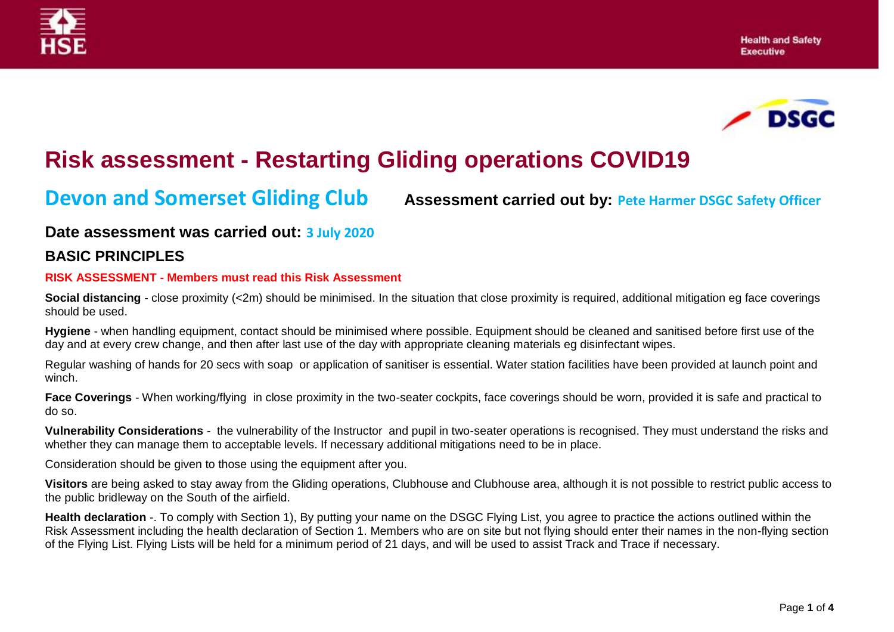# Risk assessment - Restarting Gliding operations COVID19

## Devon and Somerset Gliding Club

**Assessment carried out by:** Pete Harmer DSGC Safety Officer

### Date assessment was carried out: 3 July 2020

### BASIC PRINCIPLES

**RISK ASSESSMENT - Members must read this Risk Assessment**

**Social distancing** - close proximity (<2m) should be minimised. In the situation that close proximity is required, additional mitigation eg face coverings should be used.

**Hygiene** - when handling equipment, contact should be minimised where possible. Equipment should be cleaned and sanitised before first use of the day and at every crew change, and then after last use of the day with appropriate cleaning materials eg disinfectant wipes.

Regular washing of hands for 20 secs with soap or application of sanitiser is essential. Water station facilities have been provided at launch point and winch.

**Face Coverings** - When working/flying in close proximity in the two-seater cockpits, face coverings should be worn, provided it is safe and practical to do so.

**Vulnerability Considerations** - the vulnerability of the Instructor and pupil in two-seater operations is recognised. They must understand the risks and whether they can manage them to acceptable levels. If necessary additional mitigations need to be in place.

Consideration should be given to those using the equipment after you.

**Visitors** are being asked to stay away from the Gliding operations, Clubhouse and Clubhouse area, although it is not possible to restrict public access to the public bridleway on the South of the airfield.

**Health declaration** -. To comply with Section 1), By putting your name on the DSGC Flying List, you agree to practice the actions outlined within the Risk Assessment including the health declaration of Section 1. Members who are on site but not flying should enter their names in the non-flying section of the Flying List. Flying Lists will be held for a minimum period of 21 days, and will be used to assist Track and Trace if necessary.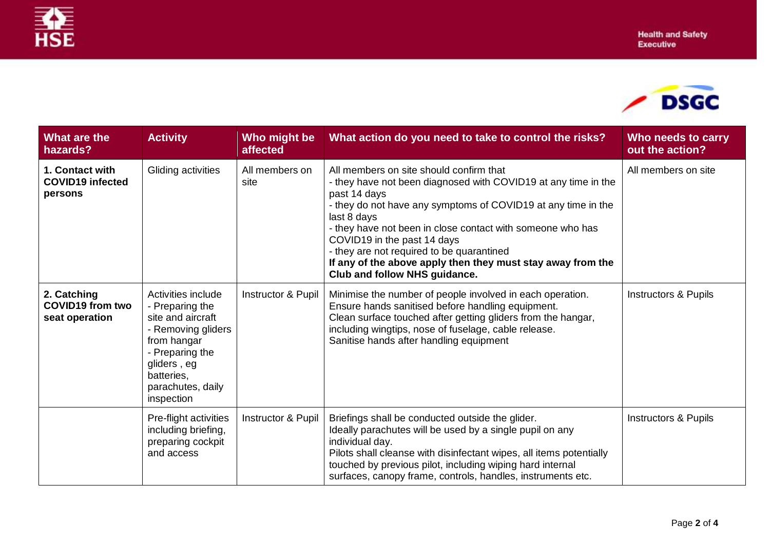| What are the hazards? | Activity | Who might be affected | What action do you need to take to control the risks? | Who needs to carry out the action? |
|---|---|---|---|---|
| **1. Contact with COVID19 infected persons** | Gliding activities | All members on site | All members on site should confirm that<br>- they have not been diagnosed with COVID19 at any time in the past 14 days<br>- they do not have any symptoms of COVID19 at any time in the last 8 days<br>- they have not been in close contact with someone who has COVID19 in the past 14 days<br>- they are not required to be quarantined<br>**If any of the above apply then they must stay away from the Club and follow NHS guidance.** | All members on site |
| **2. Catching COVID19 from two seat operation** | Activities include<br>- Preparing the site and aircraft<br>- Removing gliders from hangar<br>- Preparing the gliders , eg batteries, parachutes, daily inspection | Instructor & Pupil | Minimise the number of people involved in each operation.<br>Ensure hands sanitised before handling equipment.<br>Clean surface touched after getting gliders from the hangar, including wingtips, nose of fuselage, cable release.<br>Sanitise hands after handling equipment | Instructors & Pupils |
| | Pre-flight activities including briefing, preparing cockpit and access | Instructor & Pupil | Briefings shall be conducted outside the glider.<br>Ideally parachutes will be used by a single pupil on any individual day.<br>Pilots shall cleanse with disinfectant wipes, all items potentially touched by previous pilot, including wiping hard internal surfaces, canopy frame, controls, handles, instruments etc. | Instructors & Pupils |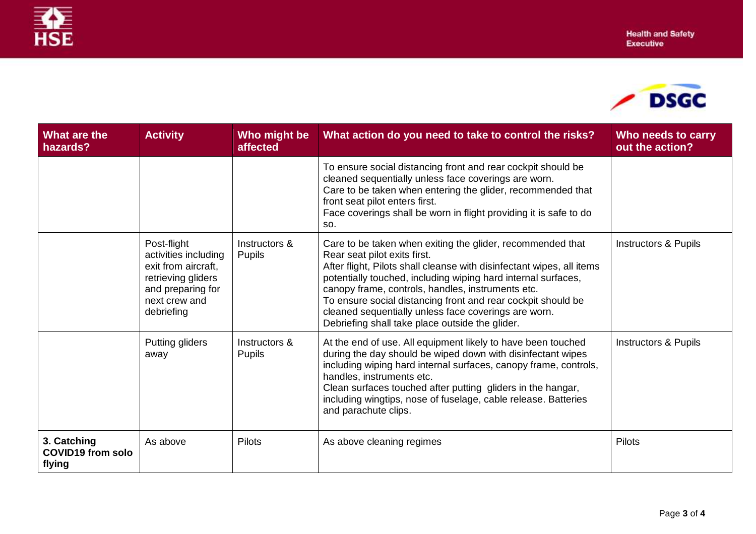| What are the hazards? | Activity | Who might be affected | What action do you need to take to control the risks? | Who needs to carry out the action? |
|---|---|---|---|---|
| | | | To ensure social distancing front and rear cockpit should be cleaned sequentially unless face coverings are worn.<br>Care to be taken when entering the glider, recommended that front seat pilot enters first.<br>Face coverings shall be worn in flight providing it is safe to do so. | |
| | Post-flight activities including exit from aircraft, retrieving gliders and preparing for next crew and debriefing | Instructors & Pupils | Care to be taken when exiting the glider, recommended that Rear seat pilot exits first.<br>After flight, Pilots shall cleanse with disinfectant wipes, all items potentially touched, including wiping hard internal surfaces, canopy frame, controls, handles, instruments etc.<br>To ensure social distancing front and rear cockpit should be cleaned sequentially unless face coverings are worn.<br>Debriefing shall take place outside the glider. | Instructors & Pupils |
| | Putting gliders away | Instructors & Pupils | At the end of use. All equipment likely to have been touched during the day should be wiped down with disinfectant wipes including wiping hard internal surfaces, canopy frame, controls, handles, instruments etc.<br>Clean surfaces touched after putting gliders in the hangar, including wingtips, nose of fuselage, cable release. Batteries and parachute clips. | Instructors & Pupils |
| **3. Catching COVID19 from solo flying** | As above | Pilots | As above cleaning regimes | Pilots |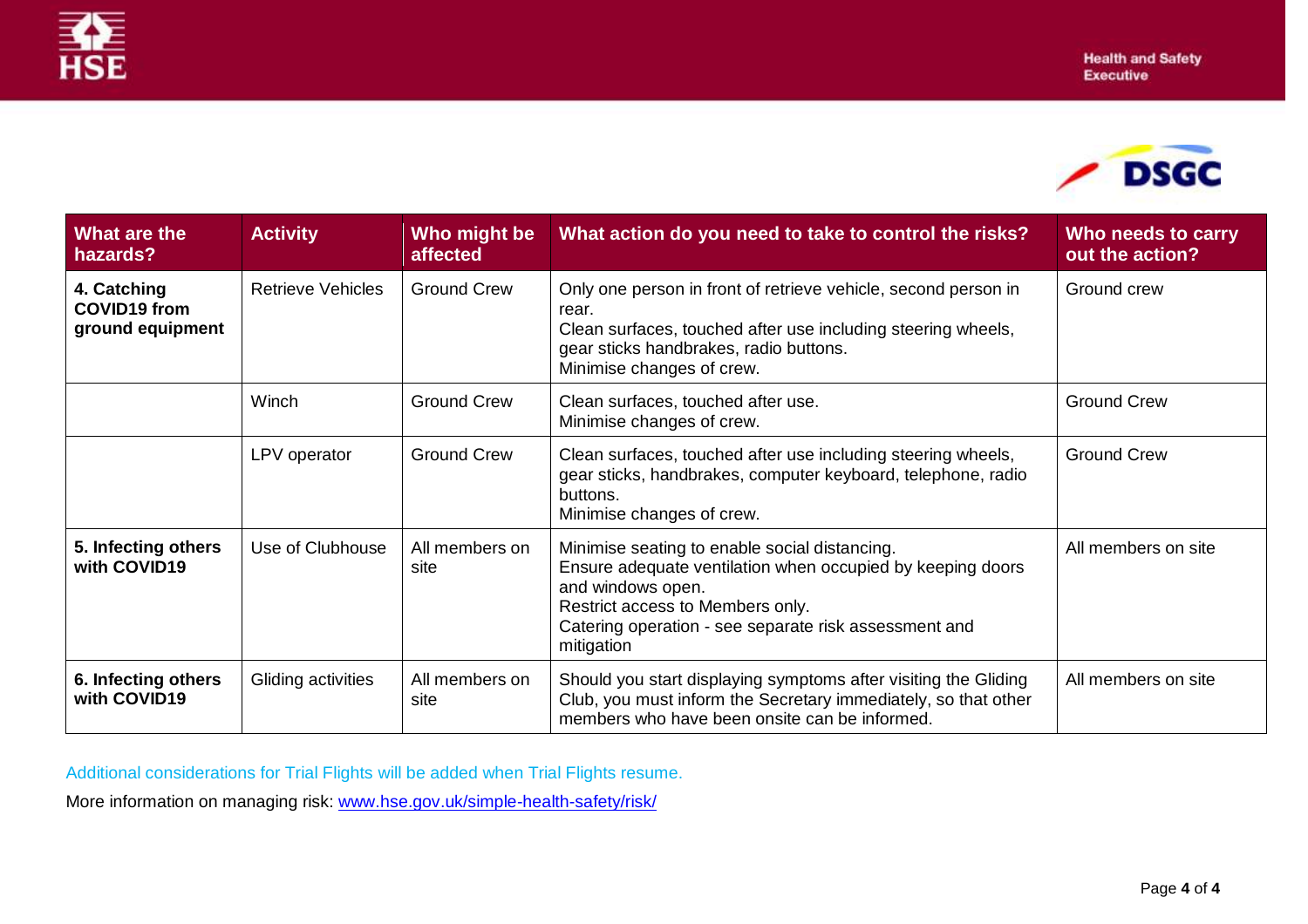| What are the hazards? | Activity | Who might be affected | What action do you need to take to control the risks? | Who needs to carry out the action? |
|---|---|---|---|---|
| **4. Catching COVID19 from ground equipment** | Retrieve Vehicles | Ground Crew | Only one person in front of retrieve vehicle, second person in rear.<br>Clean surfaces, touched after use including steering wheels, gear sticks handbrakes, radio buttons.<br>Minimise changes of crew. | Ground crew |
| | Winch | Ground Crew | Clean surfaces, touched after use.<br>Minimise changes of crew. | Ground Crew |
| | LPV operator | Ground Crew | Clean surfaces, touched after use including steering wheels, gear sticks, handbrakes, computer keyboard, telephone, radio buttons.<br>Minimise changes of crew. | Ground Crew |
| **5. Infecting others with COVID19** | Use of Clubhouse | All members on site | Minimise seating to enable social distancing.<br>Ensure adequate ventilation when occupied by keeping doors and windows open.<br>Restrict access to Members only.<br>Catering operation - see separate risk assessment and mitigation | All members on site |
| **6. Infecting others with COVID19** | Gliding activities | All members on site | Should you start displaying symptoms after visiting the Gliding Club, you must inform the Secretary immediately, so that other members who have been onsite can be informed. | All members on site |

Additional considerations for Trial Flights will be added when Trial Flights resume.

More information on managing risk: [www.hse.gov.uk/simple-health-safety/risk/](http://www.hse.gov.uk/simple-health-safety/risk/)